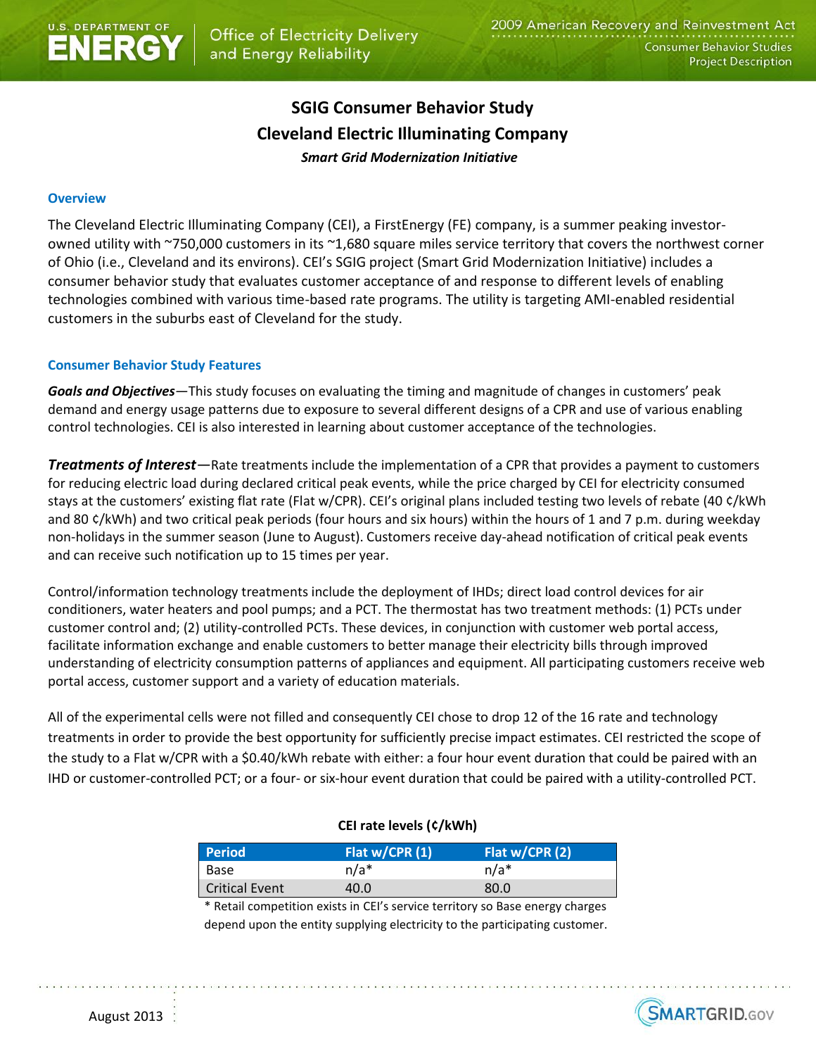# SGIG Consumer Behavior Study
# Cleveland Electric Illuminating Company
***Smart Grid Modernization Initiative***

## Overview

The Cleveland Electric Illuminating Company (CEI), a FirstEnergy (FE) company, is a summer peaking investor-owned utility with ~750,000 customers in its ~1,680 square miles service territory that covers the northwest corner of Ohio (i.e., Cleveland and its environs). CEI's SGIG project (Smart Grid Modernization Initiative) includes a consumer behavior study that evaluates customer acceptance of and response to different levels of enabling technologies combined with various time-based rate programs. The utility is targeting AMI-enabled residential customers in the suburbs east of Cleveland for the study.

## Consumer Behavior Study Features

***Goals and Objectives***—This study focuses on evaluating the timing and magnitude of changes in customers' peak demand and energy usage patterns due to exposure to several different designs of a CPR and use of various enabling control technologies. CEI is also interested in learning about customer acceptance of the technologies.

***Treatments of Interest***—Rate treatments include the implementation of a CPR that provides a payment to customers for reducing electric load during declared critical peak events, while the price charged by CEI for electricity consumed stays at the customers' existing flat rate (Flat w/CPR). CEI's original plans included testing two levels of rebate (40 ¢/kWh and 80 ¢/kWh) and two critical peak periods (four hours and six hours) within the hours of 1 and 7 p.m. during weekday non-holidays in the summer season (June to August). Customers receive day-ahead notification of critical peak events and can receive such notification up to 15 times per year.

Control/information technology treatments include the deployment of IHDs; direct load control devices for air conditioners, water heaters and pool pumps; and a PCT. The thermostat has two treatment methods: (1) PCTs under customer control and; (2) utility-controlled PCTs. These devices, in conjunction with customer web portal access, facilitate information exchange and enable customers to better manage their electricity bills through improved understanding of electricity consumption patterns of appliances and equipment. All participating customers receive web portal access, customer support and a variety of education materials.

All of the experimental cells were not filled and consequently CEI chose to drop 12 of the 16 rate and technology treatments in order to provide the best opportunity for sufficiently precise impact estimates. CEI restricted the scope of the study to a Flat w/CPR with a $0.40/kWh rebate with either: a four hour event duration that could be paired with an IHD or customer-controlled PCT; or a four- or six-hour event duration that could be paired with a utility-controlled PCT.

**CEI rate levels (¢/kWh)**

| Period | Flat w/CPR (1) | Flat w/CPR (2) |
|---|---|---|
| Base | n/a* | n/a* |
| Critical Event | 40.0 | 80.0 |

* Retail competition exists in CEI's service territory so Base energy charges depend upon the entity supplying electricity to the participating customer.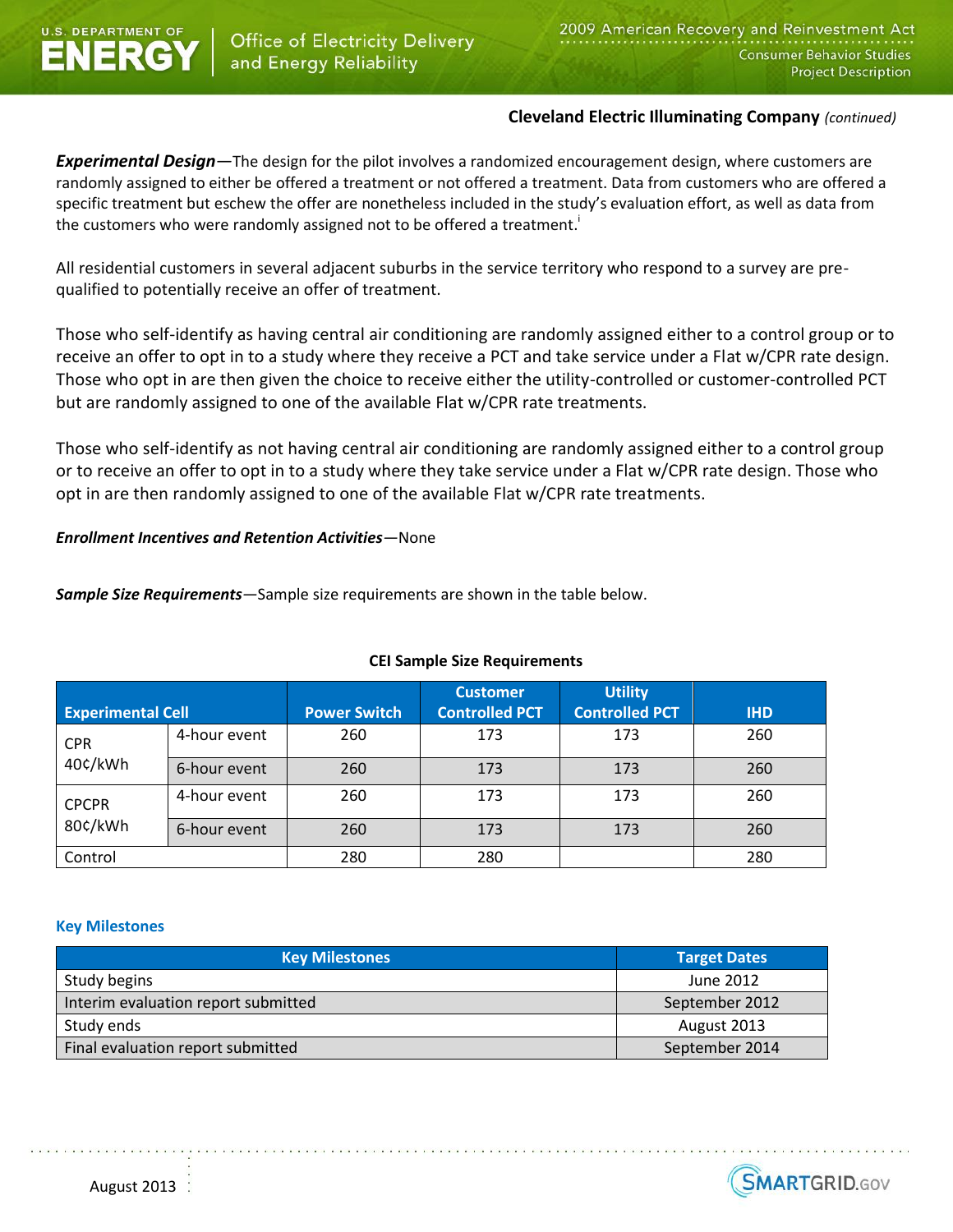**Cleveland Electric Illuminating Company** *(continued)*

***Experimental Design***—The design for the pilot involves a randomized encouragement design, where customers are randomly assigned to either be offered a treatment or not offered a treatment. Data from customers who are offered a specific treatment but eschew the offer are nonetheless included in the study's evaluation effort, as well as data from the customers who were randomly assigned not to be offered a treatment.[i]

All residential customers in several adjacent suburbs in the service territory who respond to a survey are pre-qualified to potentially receive an offer of treatment.

Those who self-identify as having central air conditioning are randomly assigned either to a control group or to receive an offer to opt in to a study where they receive a PCT and take service under a Flat w/CPR rate design. Those who opt in are then given the choice to receive either the utility-controlled or customer-controlled PCT but are randomly assigned to one of the available Flat w/CPR rate treatments.

Those who self-identify as not having central air conditioning are randomly assigned either to a control group or to receive an offer to opt in to a study where they take service under a Flat w/CPR rate design. Those who opt in are then randomly assigned to one of the available Flat w/CPR rate treatments.

***Enrollment Incentives and Retention Activities***—None

***Sample Size Requirements***—Sample size requirements are shown in the table below.

**CEI Sample Size Requirements**

| Experimental Cell | | Power Switch | Customer Controlled PCT | Utility Controlled PCT | IHD |
|---|---|---|---|---|---|
| CPR 40¢/kWh | 4-hour event | 260 | 173 | 173 | 260 |
| | 6-hour event | 260 | 173 | 173 | 260 |
| CPCPR 80¢/kWh | 4-hour event | 260 | 173 | 173 | 260 |
| | 6-hour event | 260 | 173 | 173 | 260 |
| Control | | 280 | 280 | | 280 |

### Key Milestones

| Key Milestones | Target Dates |
|---|---|
| Study begins | June 2012 |
| Interim evaluation report submitted | September 2012 |
| Study ends | August 2013 |
| Final evaluation report submitted | September 2014 |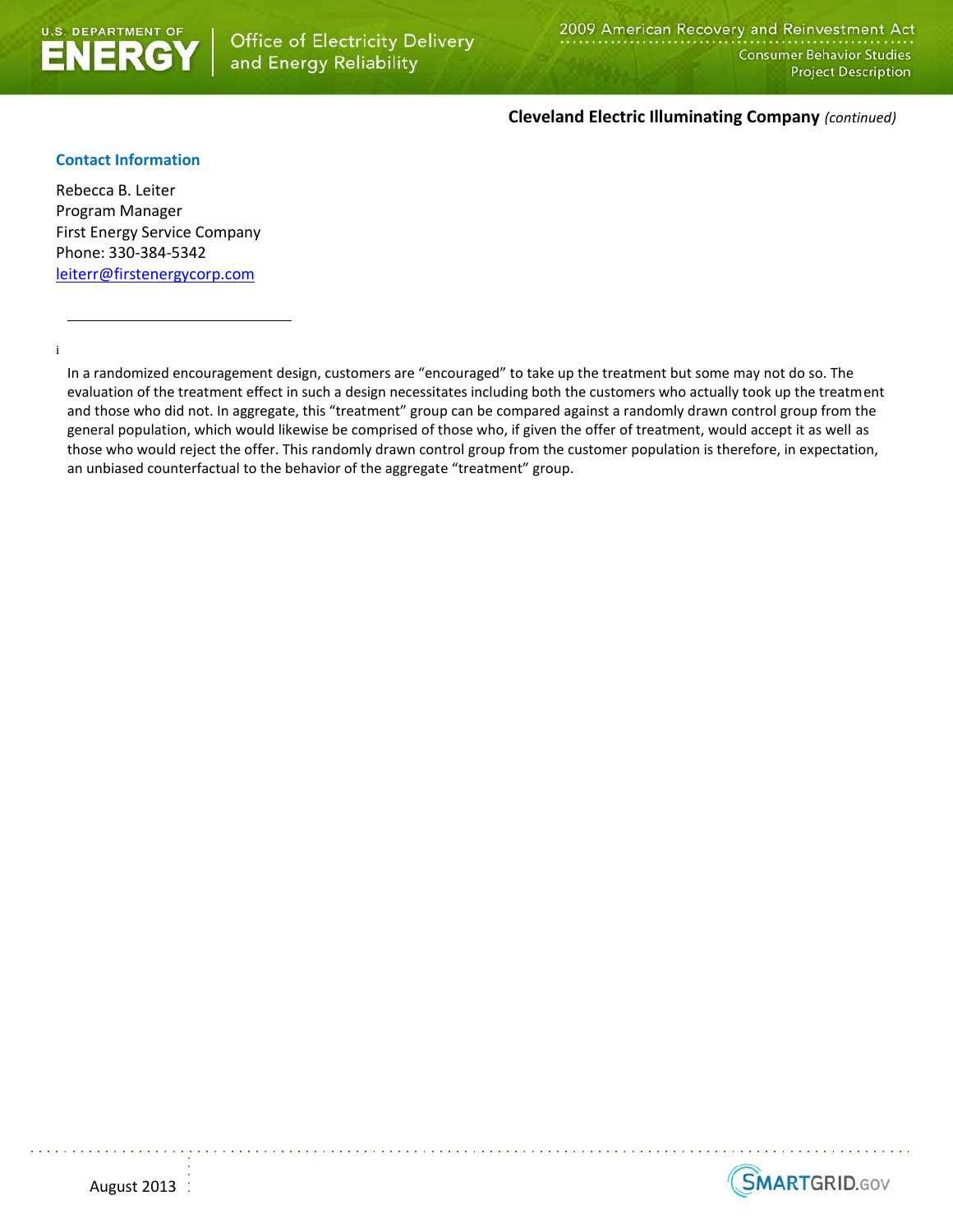**Cleveland Electric Illuminating Company** *(continued)*

## Contact Information

Rebecca B. Leiter
Program Manager
First Energy Service Company
Phone: 330-384-5342
leiterr@firstenergycorp.com

---

[i] In a randomized encouragement design, customers are "encouraged" to take up the treatment but some may not do so. The evaluation of the treatment effect in such a design necessitates including both the customers who actually took up the treatment and those who did not. In aggregate, this "treatment" group can be compared against a randomly drawn control group from the general population, which would likewise be comprised of those who, if given the offer of treatment, would accept it as well as those who would reject the offer. This randomly drawn control group from the customer population is therefore, in expectation, an unbiased counterfactual to the behavior of the aggregate "treatment" group.